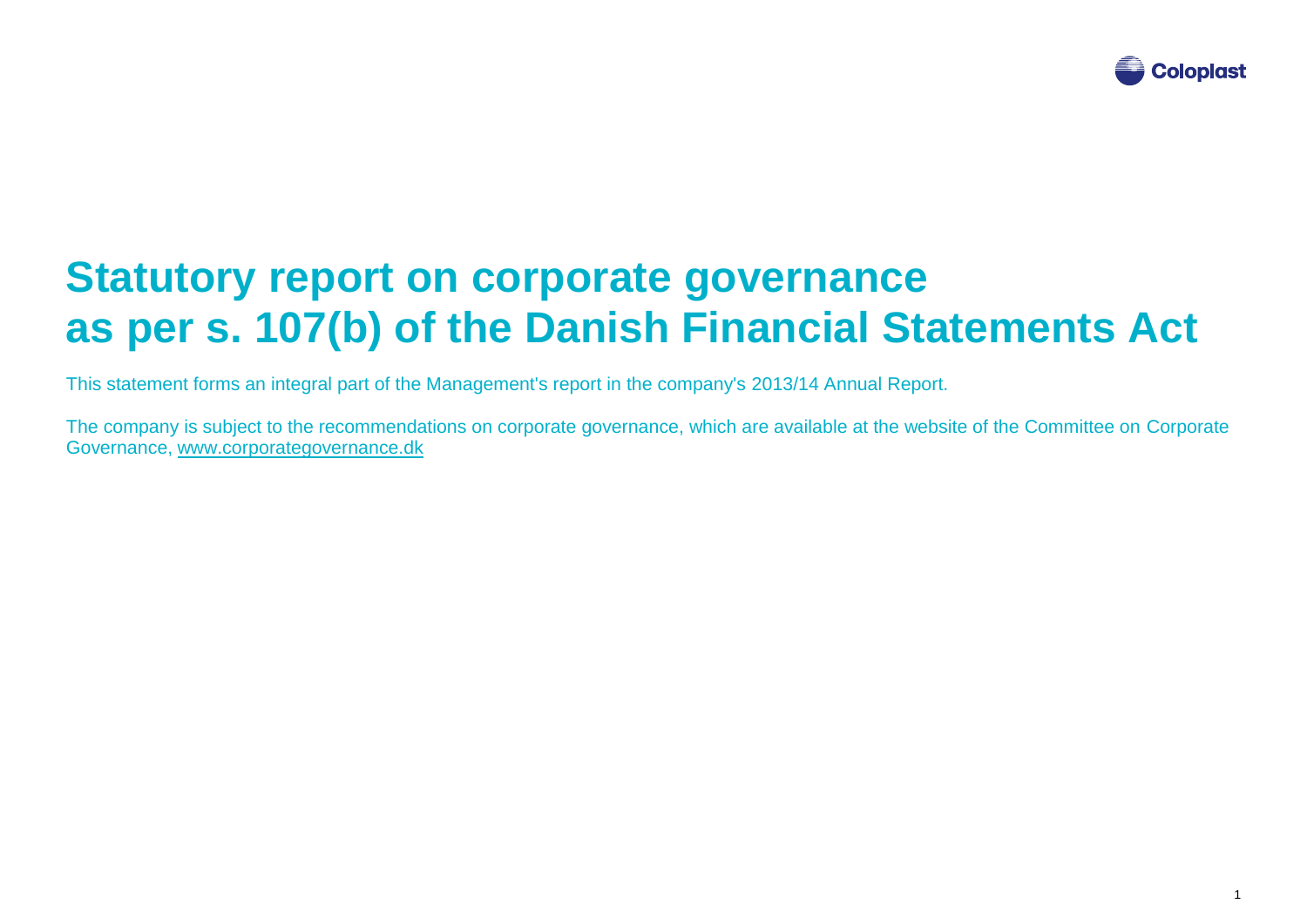# Statutory report on corporate governance as per s. 107(b) of the Danish Financial Statements Act

This statement forms an integral part of the Management's report in the company's 2013/14 Annual Report.

The company is subject to the recommendations on corporate governance, which are available at the website of the Committee on Corporate Governance, www.corporategovernance.dk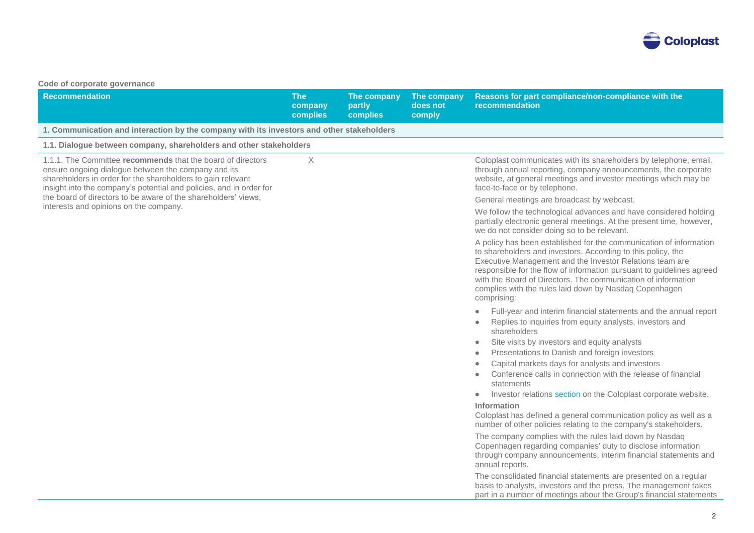**Code of corporate governance**

| Recommendation | The company complies | The company partly complies | The company does not comply | Reasons for part compliance/non-compliance with the recommendation |
|---|---|---|---|---|
| **1. Communication and interaction by the company with its investors and other stakeholders** | | | | |
| **1.1. Dialogue between company, shareholders and other stakeholders** | | | | |
| 1.1.1. The Committee **recommends** that the board of directors ensure ongoing dialogue between the company and its shareholders in order for the shareholders to gain relevant insight into the company's potential and policies, and in order for the board of directors to be aware of the shareholders' views, interests and opinions on the company. | X | | | Coloplast communicates with its shareholders by telephone, email, through annual reporting, company announcements, the corporate website, at general meetings and investor meetings which may be face-to-face or by telephone.<br><br>General meetings are broadcast by webcast.<br><br>We follow the technological advances and have considered holding partially electronic general meetings. At the present time, however, we do not consider doing so to be relevant.<br><br>A policy has been established for the communication of information to shareholders and investors. According to this policy, the Executive Management and the Investor Relations team are responsible for the flow of information pursuant to guidelines agreed with the Board of Directors. The communication of information complies with the rules laid down by Nasdaq Copenhagen comprising:<br><br>• Full-year and interim financial statements and the annual report<br>• Replies to inquiries from equity analysts, investors and shareholders<br>• Site visits by investors and equity analysts<br>• Presentations to Danish and foreign investors<br>• Capital markets days for analysts and investors<br>• Conference calls in connection with the release of financial statements<br>• Investor relations section on the Coloplast corporate website.<br><br>**Information**<br>Coloplast has defined a general communication policy as well as a number of other policies relating to the company's stakeholders.<br><br>The company complies with the rules laid down by Nasdaq Copenhagen regarding companies' duty to disclose information through company announcements, interim financial statements and annual reports.<br><br>The consolidated financial statements are presented on a regular basis to analysts, investors and the press. The management takes part in a number of meetings about the Group's financial statements |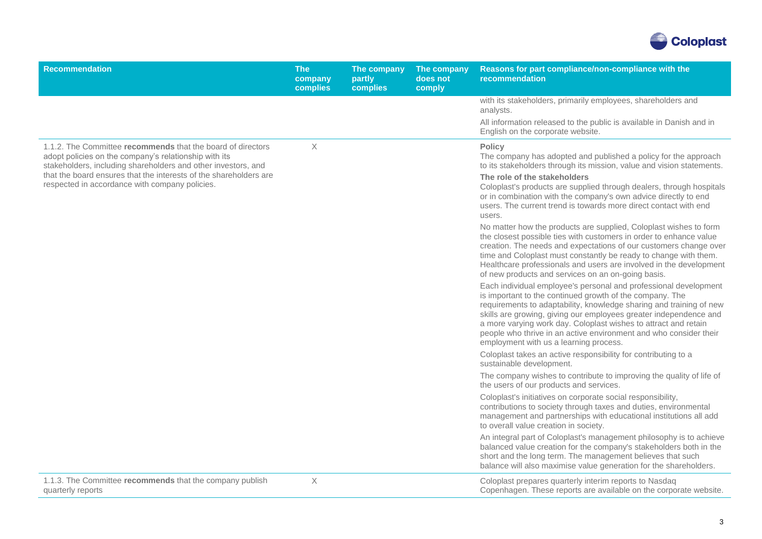| Recommendation | The company complies | The company partly complies | The company does not comply | Reasons for part compliance/non-compliance with the recommendation |
|---|---|---|---|---|
| | | | | with its stakeholders, primarily employees, shareholders and analysts.<br><br>All information released to the public is available in Danish and in English on the corporate website. |
| 1.1.2. The Committee **recommends** that the board of directors adopt policies on the company's relationship with its stakeholders, including shareholders and other investors, and that the board ensures that the interests of the shareholders are respected in accordance with company policies. | X | | | **Policy**<br>The company has adopted and published a policy for the approach to its stakeholders through its mission, value and vision statements.<br><br>**The role of the stakeholders**<br>Coloplast's products are supplied through dealers, through hospitals or in combination with the company's own advice directly to end users. The current trend is towards more direct contact with end users.<br><br>No matter how the products are supplied, Coloplast wishes to form the closest possible ties with customers in order to enhance value creation. The needs and expectations of our customers change over time and Coloplast must constantly be ready to change with them. Healthcare professionals and users are involved in the development of new products and services on an on-going basis.<br><br>Each individual employee's personal and professional development is important to the continued growth of the company. The requirements to adaptability, knowledge sharing and training of new skills are growing, giving our employees greater independence and a more varying work day. Coloplast wishes to attract and retain people who thrive in an active environment and who consider their employment with us a learning process.<br><br>Coloplast takes an active responsibility for contributing to a sustainable development.<br><br>The company wishes to contribute to improving the quality of life of the users of our products and services.<br><br>Coloplast's initiatives on corporate social responsibility, contributions to society through taxes and duties, environmental management and partnerships with educational institutions all add to overall value creation in society.<br><br>An integral part of Coloplast's management philosophy is to achieve balanced value creation for the company's stakeholders both in the short and the long term. The management believes that such balance will also maximise value generation for the shareholders. |
| 1.1.3. The Committee **recommends** that the company publish quarterly reports | X | | | Coloplast prepares quarterly interim reports to Nasdaq Copenhagen. These reports are available on the corporate website. |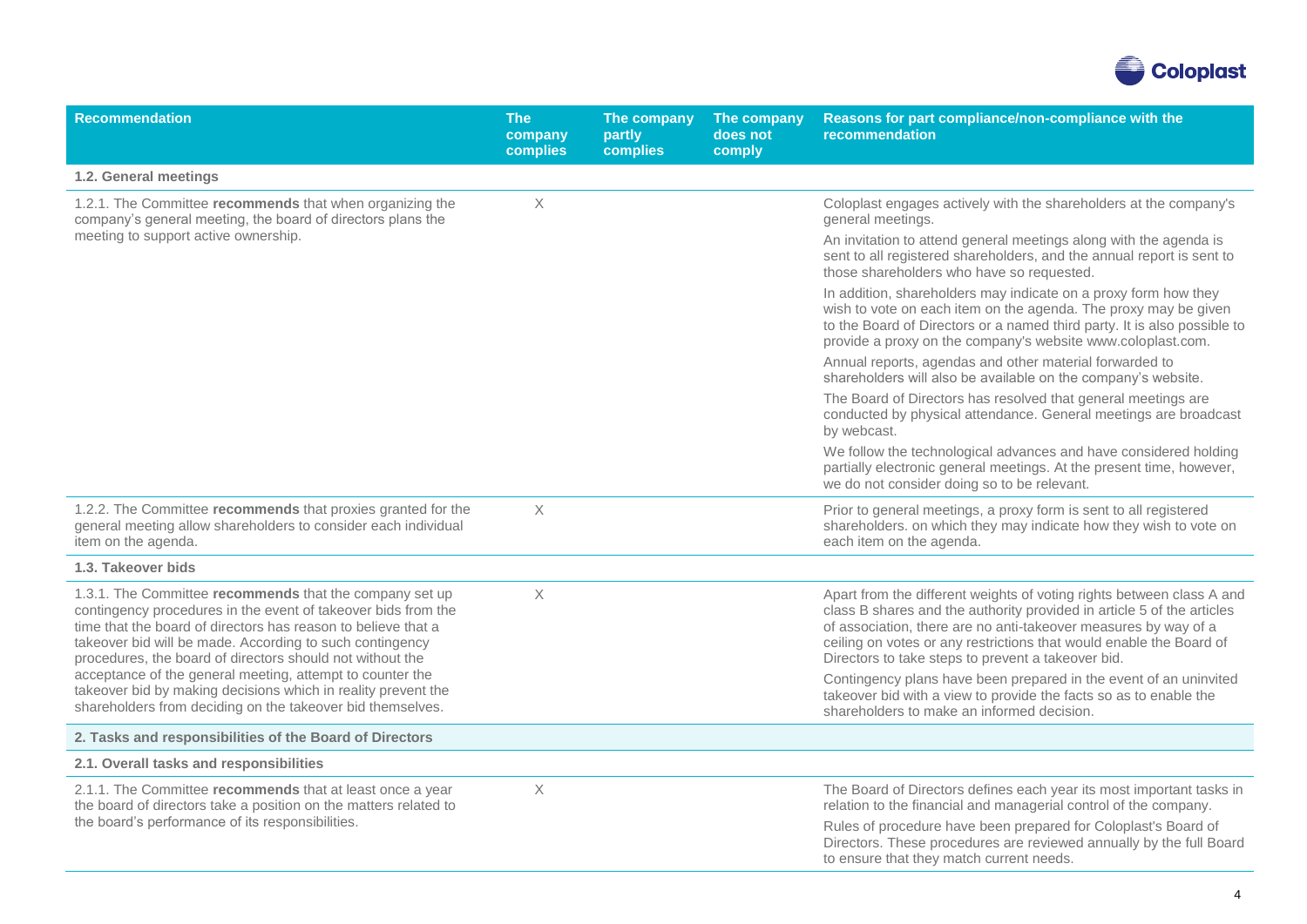| Recommendation | The company complies | The company partly complies | The company does not comply | Reasons for part compliance/non-compliance with the recommendation |
|---|---|---|---|---|
| **1.2. General meetings** | | | | |
| 1.2.1. The Committee **recommends** that when organizing the company's general meeting, the board of directors plans the meeting to support active ownership. | X | | | Coloplast engages actively with the shareholders at the company's general meetings.<br>An invitation to attend general meetings along with the agenda is sent to all registered shareholders, and the annual report is sent to those shareholders who have so requested.<br>In addition, shareholders may indicate on a proxy form how they wish to vote on each item on the agenda. The proxy may be given to the Board of Directors or a named third party. It is also possible to provide a proxy on the company's website www.coloplast.com.<br>Annual reports, agendas and other material forwarded to shareholders will also be available on the company's website.<br>The Board of Directors has resolved that general meetings are conducted by physical attendance. General meetings are broadcast by webcast.<br>We follow the technological advances and have considered holding partially electronic general meetings. At the present time, however, we do not consider doing so to be relevant. |
| 1.2.2. The Committee **recommends** that proxies granted for the general meeting allow shareholders to consider each individual item on the agenda. | X | | | Prior to general meetings, a proxy form is sent to all registered shareholders. on which they may indicate how they wish to vote on each item on the agenda. |
| **1.3. Takeover bids** | | | | |
| 1.3.1. The Committee **recommends** that the company set up contingency procedures in the event of takeover bids from the time that the board of directors has reason to believe that a takeover bid will be made. According to such contingency procedures, the board of directors should not without the acceptance of the general meeting, attempt to counter the takeover bid by making decisions which in reality prevent the shareholders from deciding on the takeover bid themselves. | X | | | Apart from the different weights of voting rights between class A and class B shares and the authority provided in article 5 of the articles of association, there are no anti-takeover measures by way of a ceiling on votes or any restrictions that would enable the Board of Directors to take steps to prevent a takeover bid.<br>Contingency plans have been prepared in the event of an uninvited takeover bid with a view to provide the facts so as to enable the shareholders to make an informed decision. |
| **2. Tasks and responsibilities of the Board of Directors** | | | | |
| **2.1. Overall tasks and responsibilities** | | | | |
| 2.1.1. The Committee **recommends** that at least once a year the board of directors take a position on the matters related to the board's performance of its responsibilities. | X | | | The Board of Directors defines each year its most important tasks in relation to the financial and managerial control of the company.<br>Rules of procedure have been prepared for Coloplast's Board of Directors. These procedures are reviewed annually by the full Board to ensure that they match current needs. |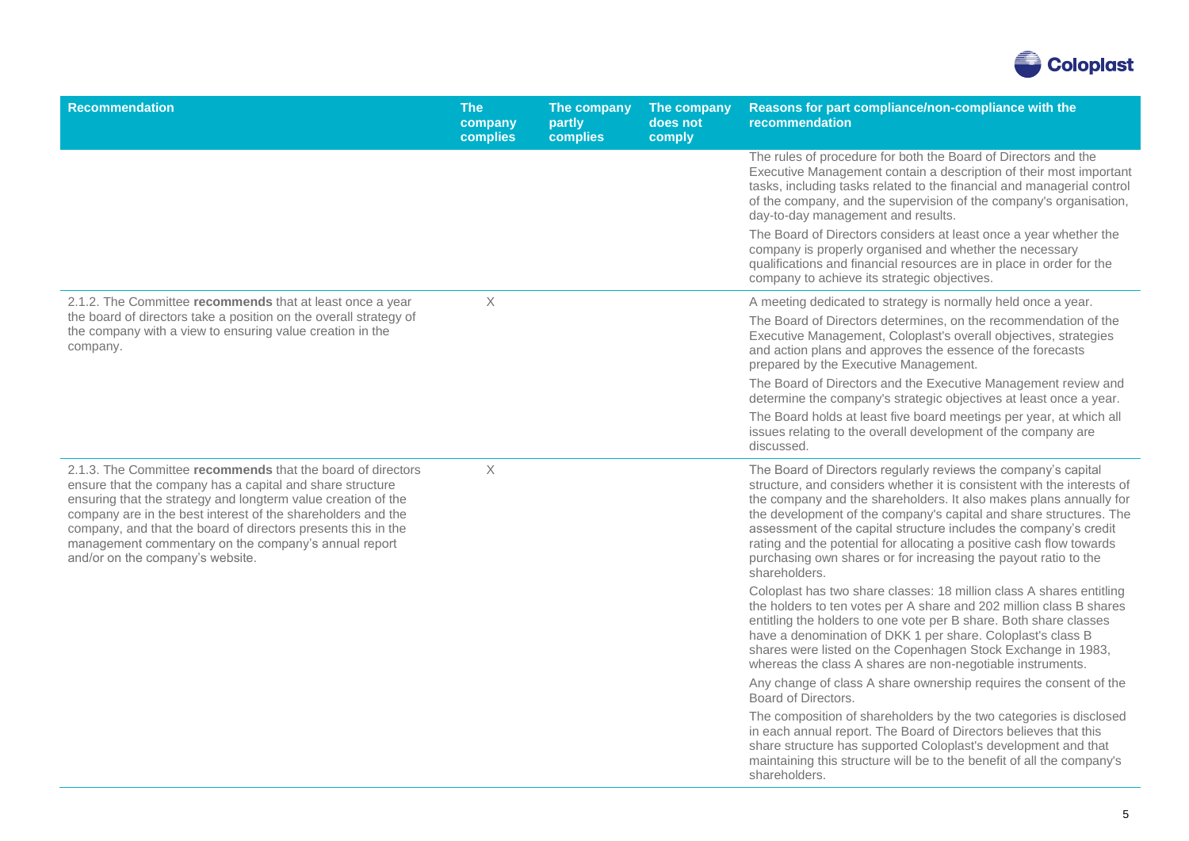| Recommendation | The company complies | The company partly complies | The company does not comply | Reasons for part compliance/non-compliance with the recommendation |
|---|---|---|---|---|
| | | | | The rules of procedure for both the Board of Directors and the Executive Management contain a description of their most important tasks, including tasks related to the financial and managerial control of the company, and the supervision of the company's organisation, day-to-day management and results.<br><br>The Board of Directors considers at least once a year whether the company is properly organised and whether the necessary qualifications and financial resources are in place in order for the company to achieve its strategic objectives. |
| 2.1.2. The Committee **recommends** that at least once a year the board of directors take a position on the overall strategy of the company with a view to ensuring value creation in the company. | X | | | A meeting dedicated to strategy is normally held once a year.<br><br>The Board of Directors determines, on the recommendation of the Executive Management, Coloplast's overall objectives, strategies and action plans and approves the essence of the forecasts prepared by the Executive Management.<br><br>The Board of Directors and the Executive Management review and determine the company's strategic objectives at least once a year.<br><br>The Board holds at least five board meetings per year, at which all issues relating to the overall development of the company are discussed. |
| 2.1.3. The Committee **recommends** that the board of directors ensure that the company has a capital and share structure ensuring that the strategy and longterm value creation of the company are in the best interest of the shareholders and the company, and that the board of directors presents this in the management commentary on the company's annual report and/or on the company's website. | X | | | The Board of Directors regularly reviews the company's capital structure, and considers whether it is consistent with the interests of the company and the shareholders. It also makes plans annually for the development of the company's capital and share structures. The assessment of the capital structure includes the company's credit rating and the potential for allocating a positive cash flow towards purchasing own shares or for increasing the payout ratio to the shareholders.<br><br>Coloplast has two share classes: 18 million class A shares entitling the holders to ten votes per A share and 202 million class B shares entitling the holders to one vote per B share. Both share classes have a denomination of DKK 1 per share. Coloplast's class B shares were listed on the Copenhagen Stock Exchange in 1983, whereas the class A shares are non-negotiable instruments.<br><br>Any change of class A share ownership requires the consent of the Board of Directors.<br><br>The composition of shareholders by the two categories is disclosed in each annual report. The Board of Directors believes that this share structure has supported Coloplast's development and that maintaining this structure will be to the benefit of all the company's shareholders. |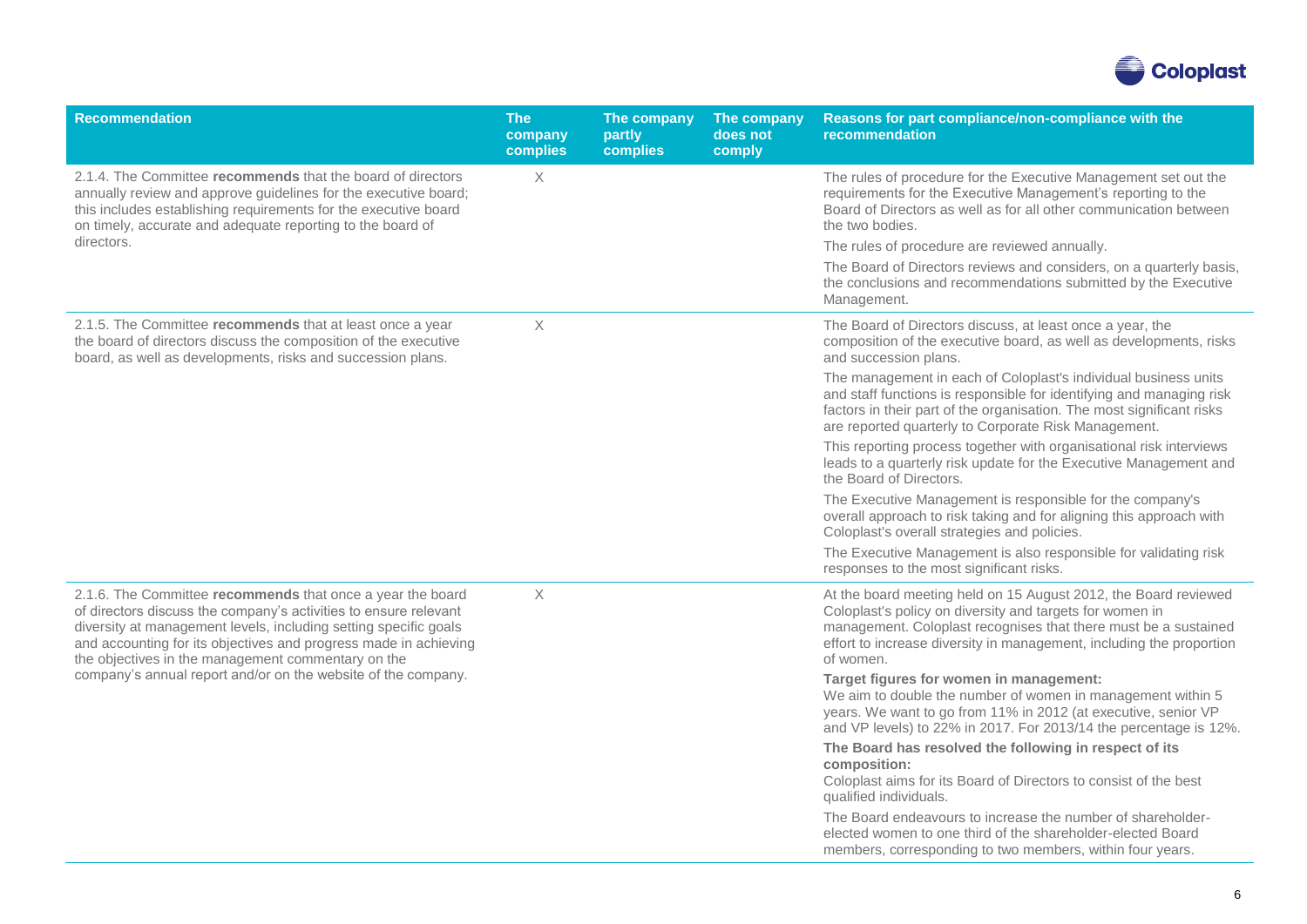| Recommendation | The company complies | The company partly complies | The company does not comply | Reasons for part compliance/non-compliance with the recommendation |
|---|---|---|---|---|
| 2.1.4. The Committee **recommends** that the board of directors annually review and approve guidelines for the executive board; this includes establishing requirements for the executive board on timely, accurate and adequate reporting to the board of directors. | X | | | The rules of procedure for the Executive Management set out the requirements for the Executive Management's reporting to the Board of Directors as well as for all other communication between the two bodies.<br><br>The rules of procedure are reviewed annually.<br><br>The Board of Directors reviews and considers, on a quarterly basis, the conclusions and recommendations submitted by the Executive Management. |
| 2.1.5. The Committee **recommends** that at least once a year the board of directors discuss the composition of the executive board, as well as developments, risks and succession plans. | X | | | The Board of Directors discuss, at least once a year, the composition of the executive board, as well as developments, risks and succession plans.<br><br>The management in each of Coloplast's individual business units and staff functions is responsible for identifying and managing risk factors in their part of the organisation. The most significant risks are reported quarterly to Corporate Risk Management.<br><br>This reporting process together with organisational risk interviews leads to a quarterly risk update for the Executive Management and the Board of Directors.<br><br>The Executive Management is responsible for the company's overall approach to risk taking and for aligning this approach with Coloplast's overall strategies and policies.<br><br>The Executive Management is also responsible for validating risk responses to the most significant risks. |
| 2.1.6. The Committee **recommends** that once a year the board of directors discuss the company's activities to ensure relevant diversity at management levels, including setting specific goals and accounting for its objectives and progress made in achieving the objectives in the management commentary on the company's annual report and/or on the website of the company. | X | | | At the board meeting held on 15 August 2012, the Board reviewed Coloplast's policy on diversity and targets for women in management. Coloplast recognises that there must be a sustained effort to increase diversity in management, including the proportion of women.<br><br>**Target figures for women in management:**<br>We aim to double the number of women in management within 5 years. We want to go from 11% in 2012 (at executive, senior VP and VP levels) to 22% in 2017. For 2013/14 the percentage is 12%.<br><br>**The Board has resolved the following in respect of its composition:**<br>Coloplast aims for its Board of Directors to consist of the best qualified individuals.<br><br>The Board endeavours to increase the number of shareholder-elected women to one third of the shareholder-elected Board members, corresponding to two members, within four years. |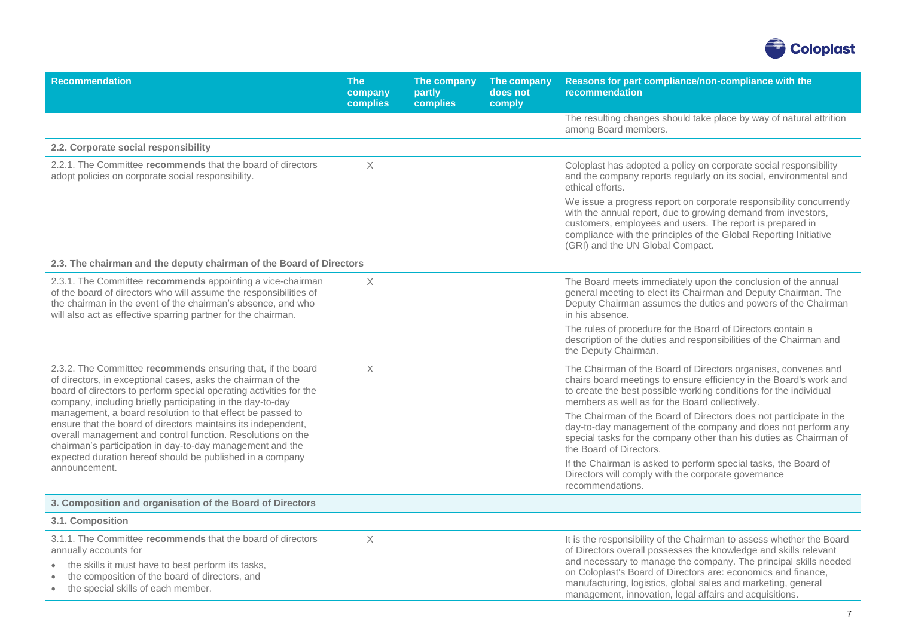| Recommendation | The company complies | The company partly complies | The company does not comply | Reasons for part compliance/non-compliance with the recommendation |
|---|---|---|---|---|
| | | | | The resulting changes should take place by way of natural attrition among Board members. |
| **2.2. Corporate social responsibility** | | | | |
| 2.2.1. The Committee **recommends** that the board of directors adopt policies on corporate social responsibility. | X | | | Coloplast has adopted a policy on corporate social responsibility and the company reports regularly on its social, environmental and ethical efforts. We issue a progress report on corporate responsibility concurrently with the annual report, due to growing demand from investors, customers, employees and users. The report is prepared in compliance with the principles of the Global Reporting Initiative (GRI) and the UN Global Compact. |
| **2.3. The chairman and the deputy chairman of the Board of Directors** | | | | |
| 2.3.1. The Committee **recommends** appointing a vice-chairman of the board of directors who will assume the responsibilities of the chairman in the event of the chairman's absence, and who will also act as effective sparring partner for the chairman. | X | | | The Board meets immediately upon the conclusion of the annual general meeting to elect its Chairman and Deputy Chairman. The Deputy Chairman assumes the duties and powers of the Chairman in his absence. The rules of procedure for the Board of Directors contain a description of the duties and responsibilities of the Chairman and the Deputy Chairman. |
| 2.3.2. The Committee **recommends** ensuring that, if the board of directors, in exceptional cases, asks the chairman of the board of directors to perform special operating activities for the company, including briefly participating in the day-to-day management, a board resolution to that effect be passed to ensure that the board of directors maintains its independent, overall management and control function. Resolutions on the chairman's participation in day-to-day management and the expected duration hereof should be published in a company announcement. | X | | | The Chairman of the Board of Directors organises, convenes and chairs board meetings to ensure efficiency in the Board's work and to create the best possible working conditions for the individual members as well as for the Board collectively. The Chairman of the Board of Directors does not participate in the day-to-day management of the company and does not perform any special tasks for the company other than his duties as Chairman of the Board of Directors. If the Chairman is asked to perform special tasks, the Board of Directors will comply with the corporate governance recommendations. |
| **3. Composition and organisation of the Board of Directors** | | | | |
| **3.1. Composition** | | | | |
| 3.1.1. The Committee **recommends** that the board of directors annually accounts for<br>• the skills it must have to best perform its tasks,<br>• the composition of the board of directors, and<br>• the special skills of each member. | X | | | It is the responsibility of the Chairman to assess whether the Board of Directors overall possesses the knowledge and skills relevant and necessary to manage the company. The principal skills needed on Coloplast's Board of Directors are: economics and finance, manufacturing, logistics, global sales and marketing, general management, innovation, legal affairs and acquisitions. |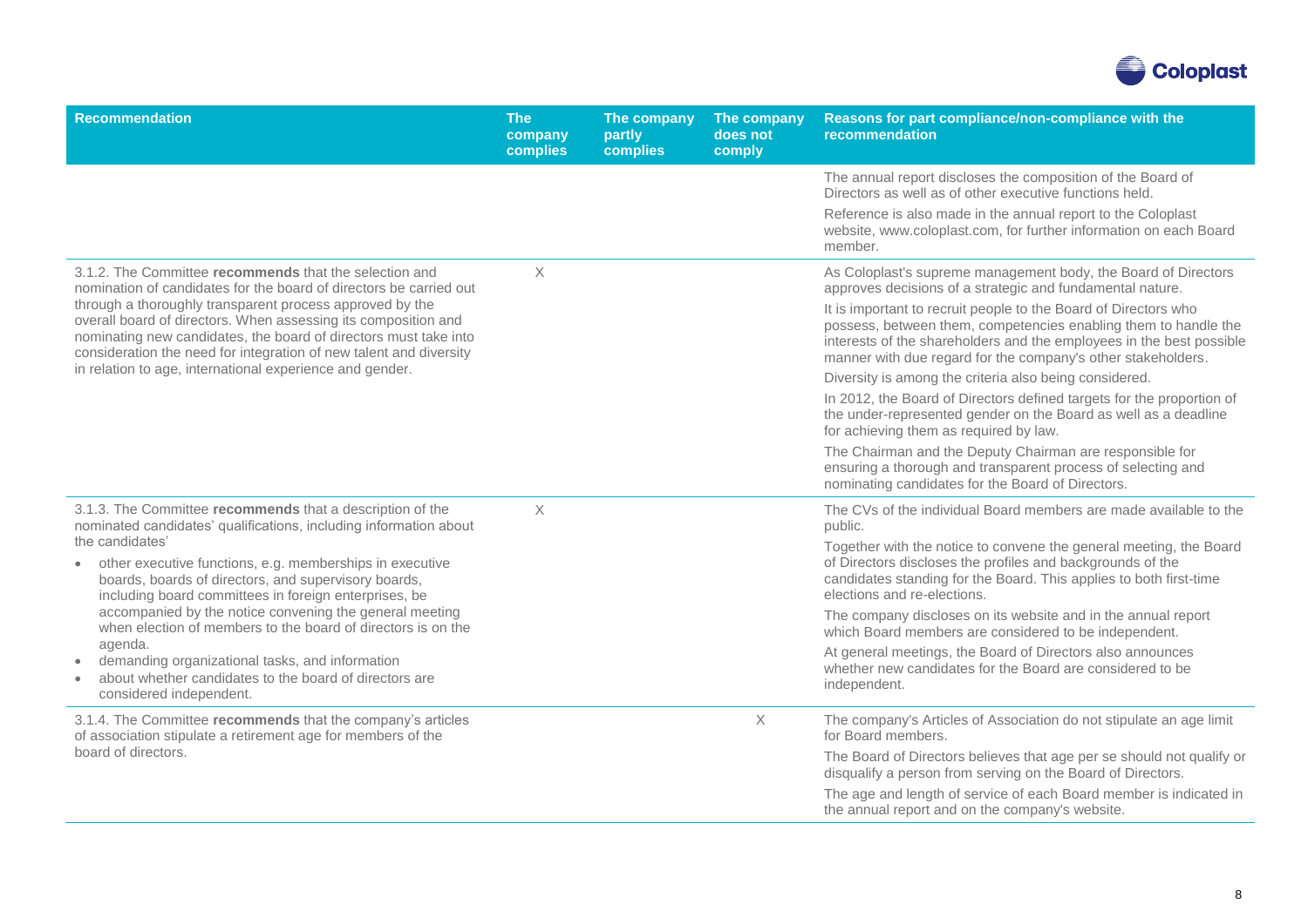| Recommendation | The company complies | The company partly complies | The company does not comply | Reasons for part compliance/non-compliance with the recommendation |
|---|---|---|---|---|
| | | | | The annual report discloses the composition of the Board of Directors as well as of other executive functions held.<br>Reference is also made in the annual report to the Coloplast website, www.coloplast.com, for further information on each Board member. |
| 3.1.2. The Committee **recommends** that the selection and nomination of candidates for the board of directors be carried out through a thoroughly transparent process approved by the overall board of directors. When assessing its composition and nominating new candidates, the board of directors must take into consideration the need for integration of new talent and diversity in relation to age, international experience and gender. | X | | | As Coloplast's supreme management body, the Board of Directors approves decisions of a strategic and fundamental nature.<br>It is important to recruit people to the Board of Directors who possess, between them, competencies enabling them to handle the interests of the shareholders and the employees in the best possible manner with due regard for the company's other stakeholders.<br>Diversity is among the criteria also being considered.<br>In 2012, the Board of Directors defined targets for the proportion of the under-represented gender on the Board as well as a deadline for achieving them as required by law.<br>The Chairman and the Deputy Chairman are responsible for ensuring a thorough and transparent process of selecting and nominating candidates for the Board of Directors. |
| 3.1.3. The Committee **recommends** that a description of the nominated candidates' qualifications, including information about the candidates'<br>• other executive functions, e.g. memberships in executive boards, boards of directors, and supervisory boards, including board committees in foreign enterprises, be accompanied by the notice convening the general meeting when election of members to the board of directors is on the agenda.<br>• demanding organizational tasks, and information<br>• about whether candidates to the board of directors are considered independent. | X | | | The CVs of the individual Board members are made available to the public.<br>Together with the notice to convene the general meeting, the Board of Directors discloses the profiles and backgrounds of the candidates standing for the Board. This applies to both first-time elections and re-elections.<br>The company discloses on its website and in the annual report which Board members are considered to be independent.<br>At general meetings, the Board of Directors also announces whether new candidates for the Board are considered to be independent. |
| 3.1.4. The Committee **recommends** that the company's articles of association stipulate a retirement age for members of the board of directors. | | | X | The company's Articles of Association do not stipulate an age limit for Board members.<br>The Board of Directors believes that age per se should not qualify or disqualify a person from serving on the Board of Directors.<br>The age and length of service of each Board member is indicated in the annual report and on the company's website. |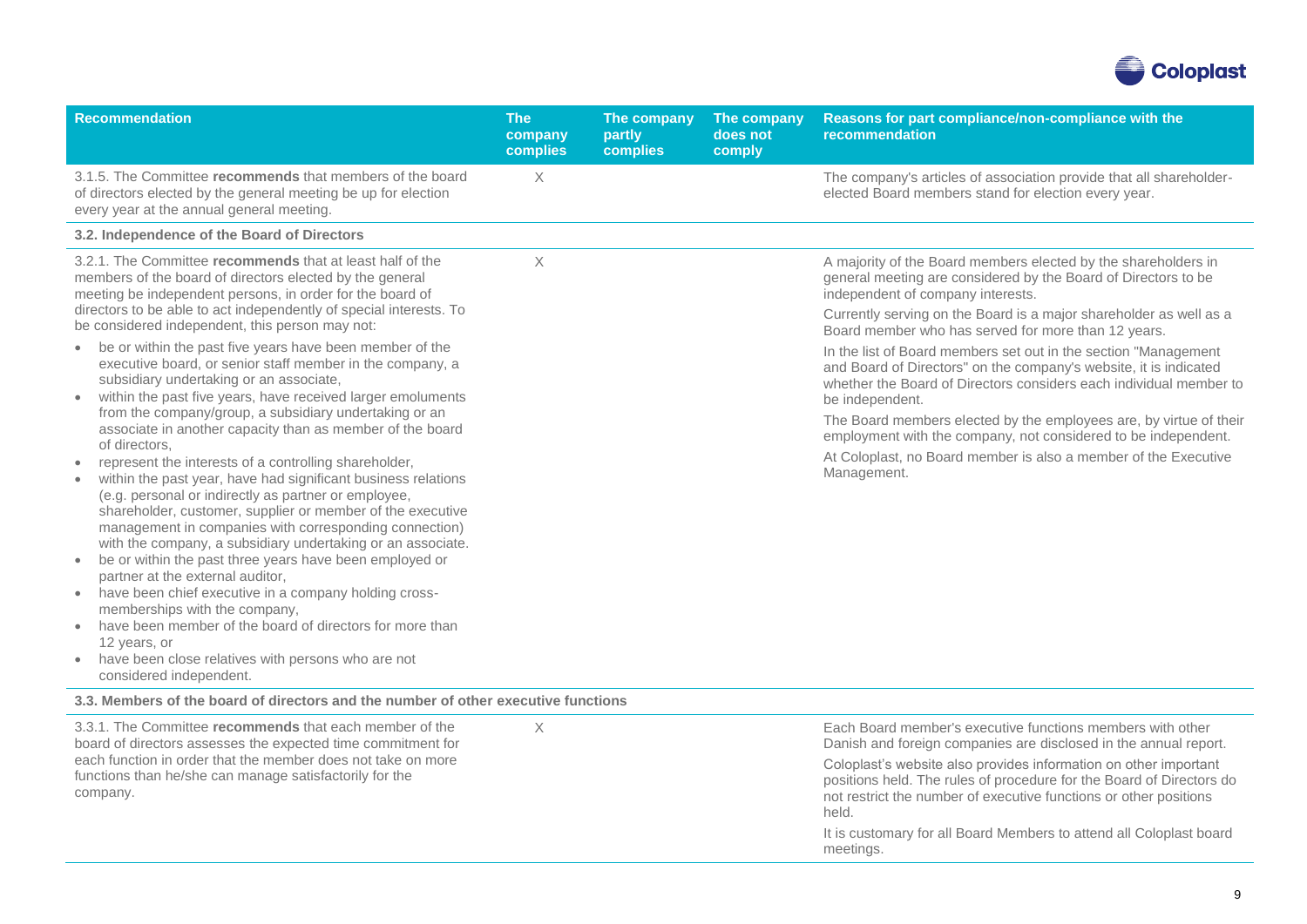| Recommendation | The company complies | The company partly complies | The company does not comply | Reasons for part compliance/non-compliance with the recommendation |
|---|---|---|---|---|
| 3.1.5. The Committee **recommends** that members of the board of directors elected by the general meeting be up for election every year at the annual general meeting. | X | | | The company's articles of association provide that all shareholder-elected Board members stand for election every year. |
| **3.2. Independence of the Board of Directors** | | | | |
| 3.2.1. The Committee **recommends** that at least half of the members of the board of directors elected by the general meeting be independent persons, in order for the board of directors to be able to act independently of special interests. To be considered independent, this person may not: <br>• be or within the past five years have been member of the executive board, or senior staff member in the company, a subsidiary undertaking or an associate, <br>• within the past five years, have received larger emoluments from the company/group, a subsidiary undertaking or an associate in another capacity than as member of the board of directors, <br>• represent the interests of a controlling shareholder, <br>• within the past year, have had significant business relations (e.g. personal or indirectly as partner or employee, shareholder, customer, supplier or member of the executive management in companies with corresponding connection) with the company, a subsidiary undertaking or an associate. <br>• be or within the past three years have been employed or partner at the external auditor, <br>• have been chief executive in a company holding cross-memberships with the company, <br>• have been member of the board of directors for more than 12 years, or <br>• have been close relatives with persons who are not considered independent. | X | | | A majority of the Board members elected by the shareholders in general meeting are considered by the Board of Directors to be independent of company interests. <br>Currently serving on the Board is a major shareholder as well as a Board member who has served for more than 12 years. <br>In the list of Board members set out in the section "Management and Board of Directors" on the company's website, it is indicated whether the Board of Directors considers each individual member to be independent. <br>The Board members elected by the employees are, by virtue of their employment with the company, not considered to be independent. <br>At Coloplast, no Board member is also a member of the Executive Management. |
| **3.3. Members of the board of directors and the number of other executive functions** | | | | |
| 3.3.1. The Committee **recommends** that each member of the board of directors assesses the expected time commitment for each function in order that the member does not take on more functions than he/she can manage satisfactorily for the company. | X | | | Each Board member's executive functions members with other Danish and foreign companies are disclosed in the annual report. <br>Coloplast's website also provides information on other important positions held. The rules of procedure for the Board of Directors do not restrict the number of executive functions or other positions held. <br>It is customary for all Board Members to attend all Coloplast board meetings. |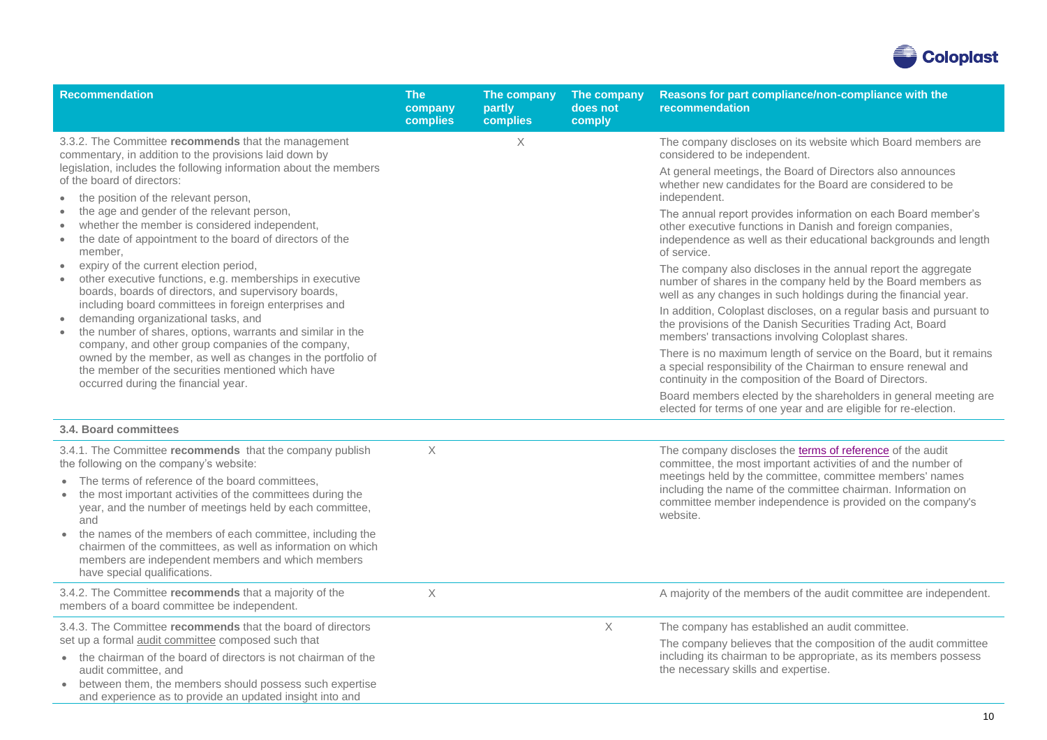| Recommendation | The company complies | The company partly complies | The company does not comply | Reasons for part compliance/non-compliance with the recommendation |
|---|---|---|---|---|
| 3.3.2. The Committee **recommends** that the management commentary, in addition to the provisions laid down by legislation, includes the following information about the members of the board of directors:<br>• the position of the relevant person,<br>• the age and gender of the relevant person,<br>• whether the member is considered independent,<br>• the date of appointment to the board of directors of the member,<br>• expiry of the current election period,<br>• other executive functions, e.g. memberships in executive boards, boards of directors, and supervisory boards, including board committees in foreign enterprises and<br>• demanding organizational tasks, and<br>• the number of shares, options, warrants and similar in the company, and other group companies of the company, owned by the member, as well as changes in the portfolio of the member of the securities mentioned which have occurred during the financial year. | | X | | The company discloses on its website which Board members are considered to be independent.<br>At general meetings, the Board of Directors also announces whether new candidates for the Board are considered to be independent.<br>The annual report provides information on each Board member's other executive functions in Danish and foreign companies, independence as well as their educational backgrounds and length of service.<br>The company also discloses in the annual report the aggregate number of shares in the company held by the Board members as well as any changes in such holdings during the financial year.<br>In addition, Coloplast discloses, on a regular basis and pursuant to the provisions of the Danish Securities Trading Act, Board members' transactions involving Coloplast shares.<br>There is no maximum length of service on the Board, but it remains a special responsibility of the Chairman to ensure renewal and continuity in the composition of the Board of Directors.<br>Board members elected by the shareholders in general meeting are elected for terms of one year and are eligible for re-election. |
| **3.4. Board committees** | | | | |
| 3.4.1. The Committee **recommends** that the company publish the following on the company's website:<br>• The terms of reference of the board committees,<br>• the most important activities of the committees during the year, and the number of meetings held by each committee, and<br>• the names of the members of each committee, including the chairmen of the committees, as well as information on which members are independent members and which members have special qualifications. | X | | | The company discloses the terms of reference of the audit committee, the most important activities of and the number of meetings held by the committee, committee members' names including the name of the committee chairman. Information on committee member independence is provided on the company's website. |
| 3.4.2. The Committee **recommends** that a majority of the members of a board committee be independent. | X | | | A majority of the members of the audit committee are independent. |
| 3.4.3. The Committee **recommends** that the board of directors set up a formal audit committee composed such that<br>• the chairman of the board of directors is not chairman of the audit committee, and<br>• between them, the members should possess such expertise and experience as to provide an updated insight into and | | | X | The company has established an audit committee.<br>The company believes that the composition of the audit committee including its chairman to be appropriate, as its members possess the necessary skills and expertise. |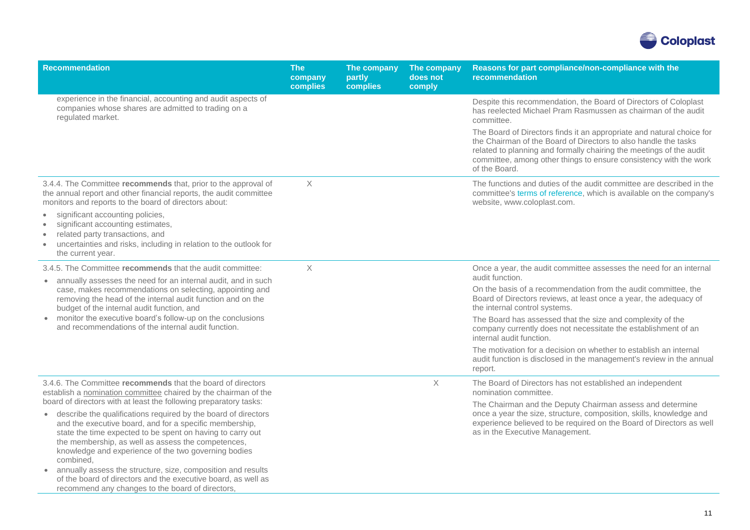| Recommendation | The company complies | The company partly complies | The company does not comply | Reasons for part compliance/non-compliance with the recommendation |
|---|---|---|---|---|
| experience in the financial, accounting and audit aspects of companies whose shares are admitted to trading on a regulated market. | | | | Despite this recommendation, the Board of Directors of Coloplast has reelected Michael Pram Rasmussen as chairman of the audit committee.<br><br>The Board of Directors finds it an appropriate and natural choice for the Chairman of the Board of Directors to also handle the tasks related to planning and formally chairing the meetings of the audit committee, among other things to ensure consistency with the work of the Board. |
| 3.4.4. The Committee **recommends** that, prior to the approval of the annual report and other financial reports, the audit committee monitors and reports to the board of directors about:<br>• significant accounting policies,<br>• significant accounting estimates,<br>• related party transactions, and<br>• uncertainties and risks, including in relation to the outlook for the current year. | X | | | The functions and duties of the audit committee are described in the committee's terms of reference, which is available on the company's website, www.coloplast.com. |
| 3.4.5. The Committee **recommends** that the audit committee:<br>• annually assesses the need for an internal audit, and in such case, makes recommendations on selecting, appointing and removing the head of the internal audit function and on the budget of the internal audit function, and<br>• monitor the executive board's follow-up on the conclusions and recommendations of the internal audit function. | X | | | Once a year, the audit committee assesses the need for an internal audit function.<br><br>On the basis of a recommendation from the audit committee, the Board of Directors reviews, at least once a year, the adequacy of the internal control systems.<br><br>The Board has assessed that the size and complexity of the company currently does not necessitate the establishment of an internal audit function.<br><br>The motivation for a decision on whether to establish an internal audit function is disclosed in the management's review in the annual report. |
| 3.4.6. The Committee **recommends** that the board of directors establish a nomination committee chaired by the chairman of the board of directors with at least the following preparatory tasks:<br>• describe the qualifications required by the board of directors and the executive board, and for a specific membership, state the time expected to be spent on having to carry out the membership, as well as assess the competences, knowledge and experience of the two governing bodies combined,<br>• annually assess the structure, size, composition and results of the board of directors and the executive board, as well as recommend any changes to the board of directors, | | | X | The Board of Directors has not established an independent nomination committee.<br><br>The Chairman and the Deputy Chairman assess and determine once a year the size, structure, composition, skills, knowledge and experience believed to be required on the Board of Directors as well as in the Executive Management. |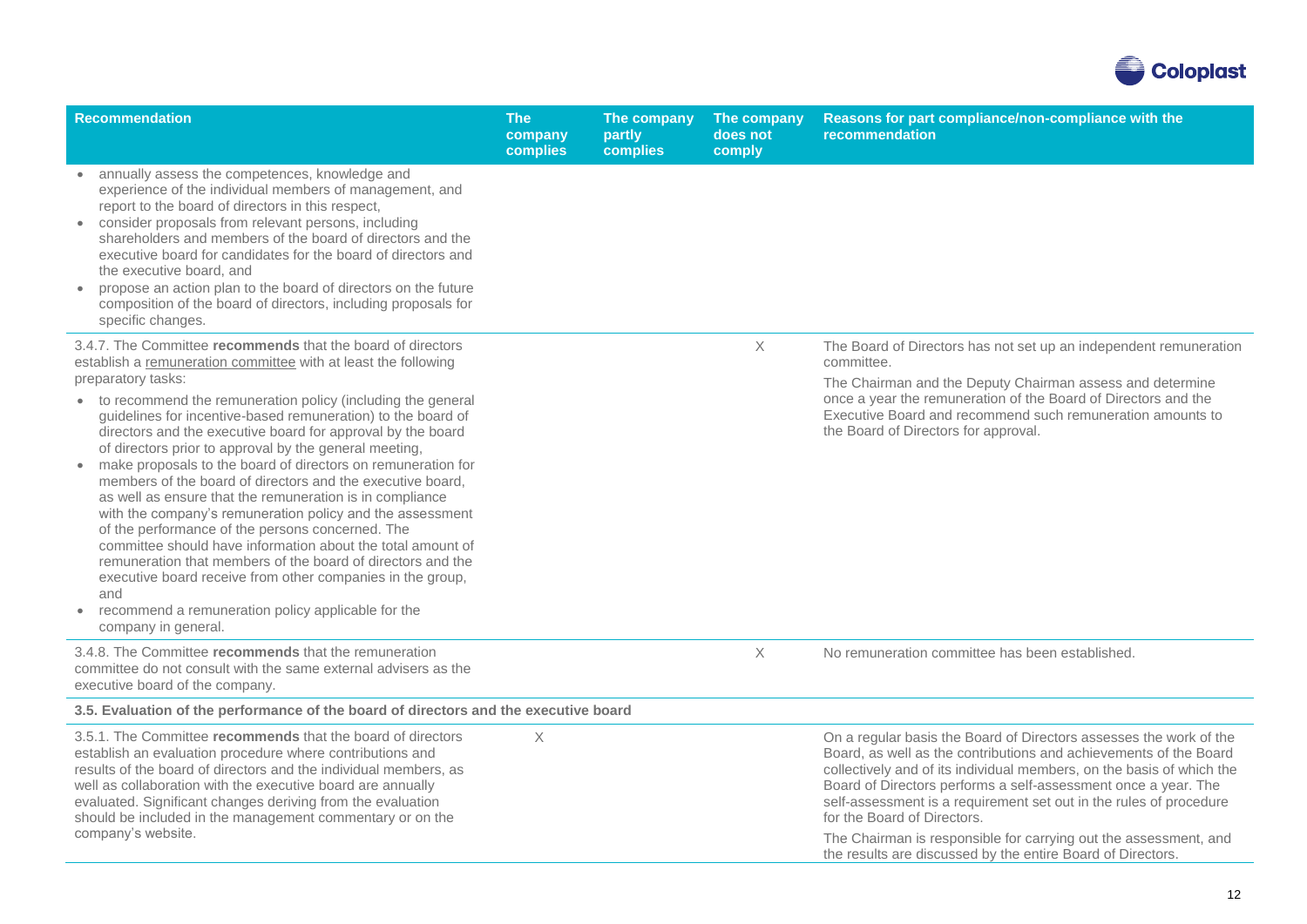| Recommendation | The company complies | The company partly complies | The company does not comply | Reasons for part compliance/non-compliance with the recommendation |
|---|---|---|---|---|
| • annually assess the competences, knowledge and experience of the individual members of management, and report to the board of directors in this respect,<br>• consider proposals from relevant persons, including shareholders and members of the board of directors and the executive board for candidates for the board of directors and the executive board, and<br>• propose an action plan to the board of directors on the future composition of the board of directors, including proposals for specific changes. | | | | |
| 3.4.7. The Committee **recommends** that the board of directors establish a remuneration committee with at least the following preparatory tasks:<br>• to recommend the remuneration policy (including the general guidelines for incentive-based remuneration) to the board of directors and the executive board for approval by the board of directors prior to approval by the general meeting,<br>• make proposals to the board of directors on remuneration for members of the board of directors and the executive board, as well as ensure that the remuneration is in compliance with the company's remuneration policy and the assessment of the performance of the persons concerned. The committee should have information about the total amount of remuneration that members of the board of directors and the executive board receive from other companies in the group, and<br>• recommend a remuneration policy applicable for the company in general. | | | X | The Board of Directors has not set up an independent remuneration committee.<br>The Chairman and the Deputy Chairman assess and determine once a year the remuneration of the Board of Directors and the Executive Board and recommend such remuneration amounts to the Board of Directors for approval. |
| 3.4.8. The Committee **recommends** that the remuneration committee do not consult with the same external advisers as the executive board of the company. | | | X | No remuneration committee has been established. |
| **3.5. Evaluation of the performance of the board of directors and the executive board** | | | | |
| 3.5.1. The Committee **recommends** that the board of directors establish an evaluation procedure where contributions and results of the board of directors and the individual members, as well as collaboration with the executive board are annually evaluated. Significant changes deriving from the evaluation should be included in the management commentary or on the company's website. | X | | | On a regular basis the Board of Directors assesses the work of the Board, as well as the contributions and achievements of the Board collectively and of its individual members, on the basis of which the Board of Directors performs a self-assessment once a year. The self-assessment is a requirement set out in the rules of procedure for the Board of Directors.<br>The Chairman is responsible for carrying out the assessment, and the results are discussed by the entire Board of Directors. |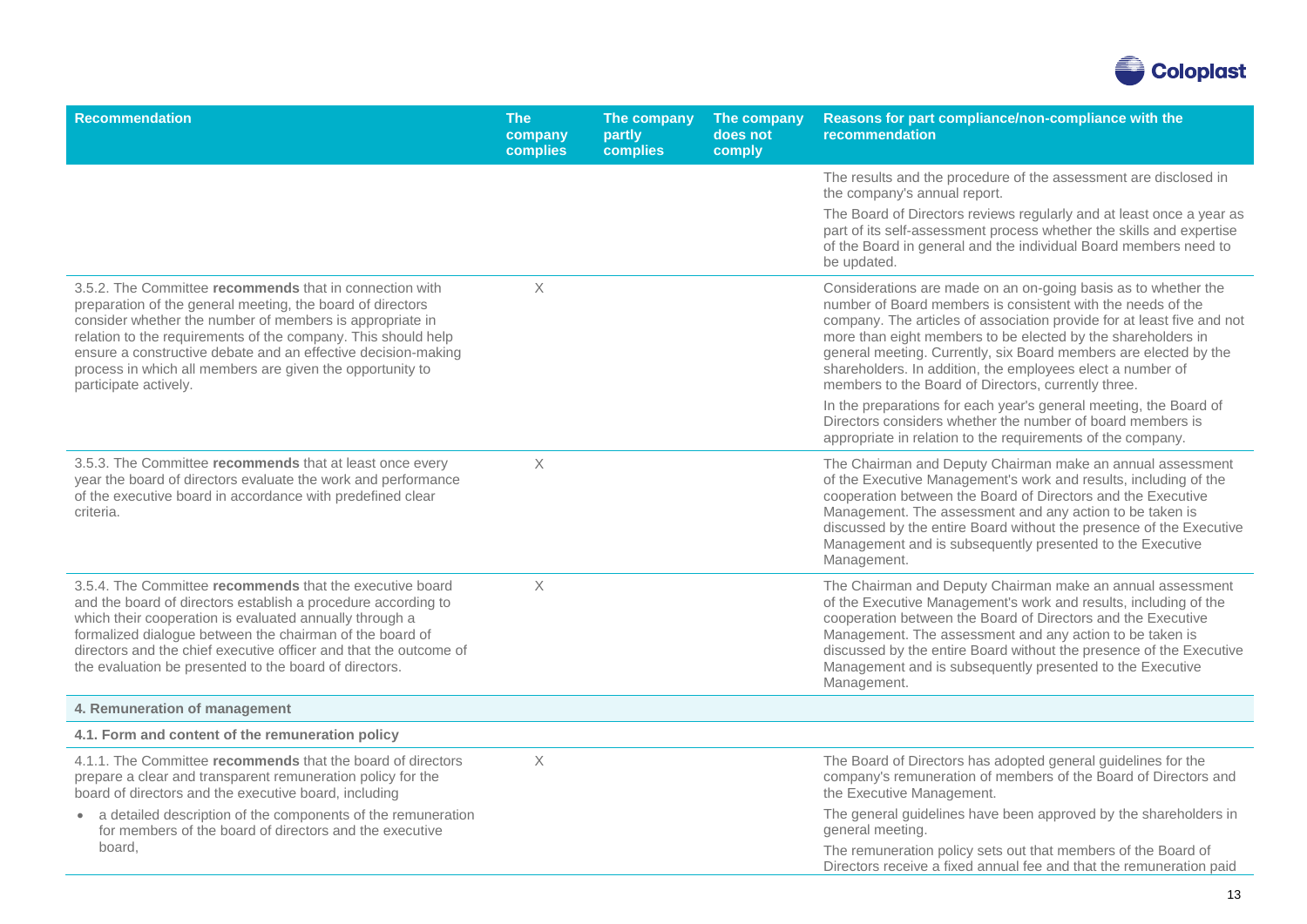| Recommendation | The company complies | The company partly complies | The company does not comply | Reasons for part compliance/non-compliance with the recommendation |
|---|---|---|---|---|
| | | | | The results and the procedure of the assessment are disclosed in the company's annual report.<br>The Board of Directors reviews regularly and at least once a year as part of its self-assessment process whether the skills and expertise of the Board in general and the individual Board members need to be updated. |
| 3.5.2. The Committee **recommends** that in connection with preparation of the general meeting, the board of directors consider whether the number of members is appropriate in relation to the requirements of the company. This should help ensure a constructive debate and an effective decision-making process in which all members are given the opportunity to participate actively. | X | | | Considerations are made on an on-going basis as to whether the number of Board members is consistent with the needs of the company. The articles of association provide for at least five and not more than eight members to be elected by the shareholders in general meeting. Currently, six Board members are elected by the shareholders. In addition, the employees elect a number of members to the Board of Directors, currently three.<br>In the preparations for each year's general meeting, the Board of Directors considers whether the number of board members is appropriate in relation to the requirements of the company. |
| 3.5.3. The Committee **recommends** that at least once every year the board of directors evaluate the work and performance of the executive board in accordance with predefined clear criteria. | X | | | The Chairman and Deputy Chairman make an annual assessment of the Executive Management's work and results, including of the cooperation between the Board of Directors and the Executive Management. The assessment and any action to be taken is discussed by the entire Board without the presence of the Executive Management and is subsequently presented to the Executive Management. |
| 3.5.4. The Committee **recommends** that the executive board and the board of directors establish a procedure according to which their cooperation is evaluated annually through a formalized dialogue between the chairman of the board of directors and the chief executive officer and that the outcome of the evaluation be presented to the board of directors. | X | | | The Chairman and Deputy Chairman make an annual assessment of the Executive Management's work and results, including of the cooperation between the Board of Directors and the Executive Management. The assessment and any action to be taken is discussed by the entire Board without the presence of the Executive Management and is subsequently presented to the Executive Management. |
| **4. Remuneration of management** | | | | |
| **4.1. Form and content of the remuneration policy** | | | | |
| 4.1.1. The Committee **recommends** that the board of directors prepare a clear and transparent remuneration policy for the board of directors and the executive board, including<br>• a detailed description of the components of the remuneration for members of the board of directors and the executive board, | X | | | The Board of Directors has adopted general guidelines for the company's remuneration of members of the Board of Directors and the Executive Management.<br>The general guidelines have been approved by the shareholders in general meeting.<br>The remuneration policy sets out that members of the Board of Directors receive a fixed annual fee and that the remuneration paid |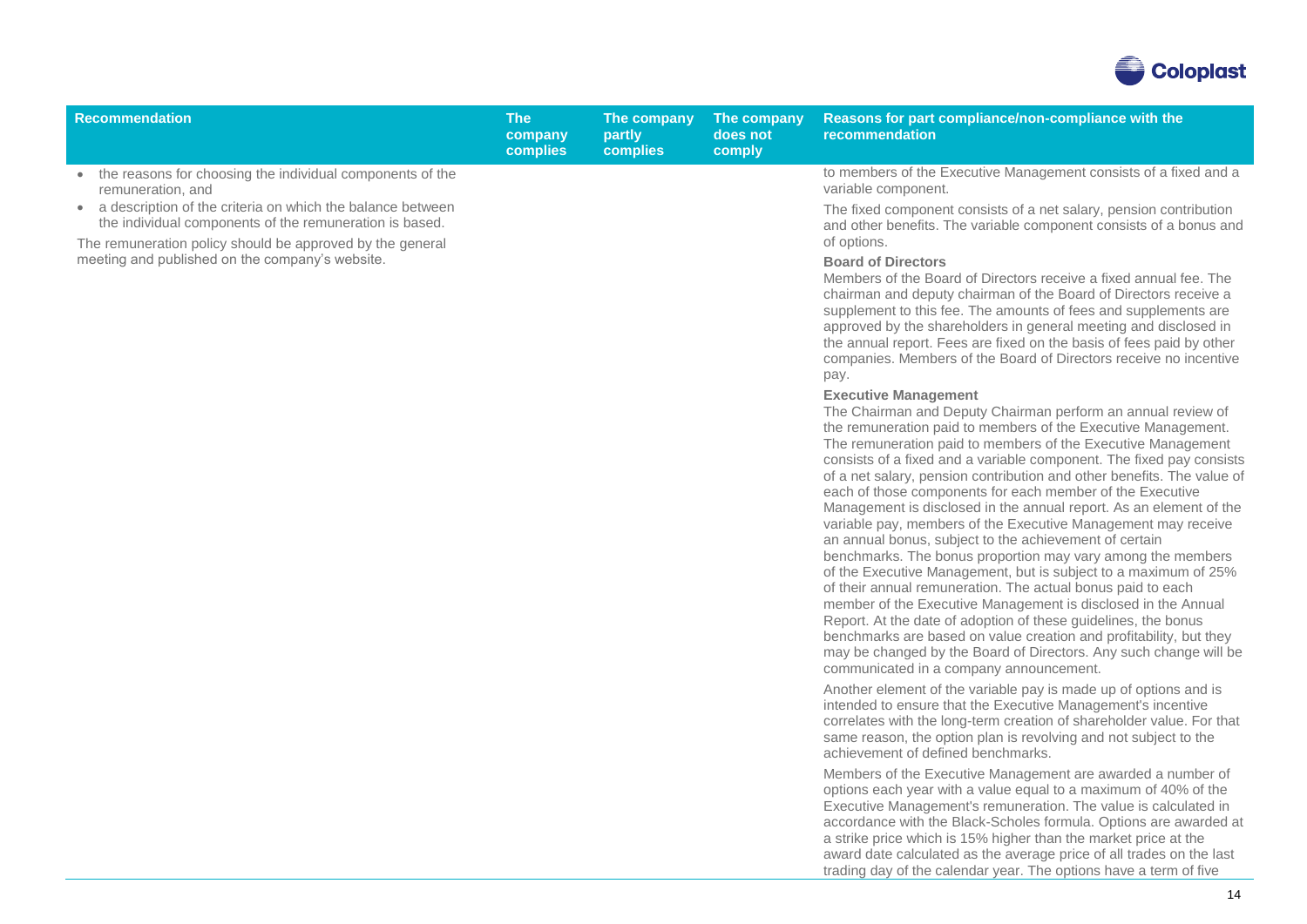| Recommendation | The company complies | The company partly complies | The company does not comply | Reasons for part compliance/non-compliance with the recommendation |
|---|---|---|---|---|
| • the reasons for choosing the individual components of the remuneration, and<br>• a description of the criteria on which the balance between the individual components of the remuneration is based.<br>The remuneration policy should be approved by the general meeting and published on the company's website. | | | | to members of the Executive Management consists of a fixed and a variable component.<br>The fixed component consists of a net salary, pension contribution and other benefits. The variable component consists of a bonus and of options.<br>**Board of Directors**<br>Members of the Board of Directors receive a fixed annual fee. The chairman and deputy chairman of the Board of Directors receive a supplement to this fee. The amounts of fees and supplements are approved by the shareholders in general meeting and disclosed in the annual report. Fees are fixed on the basis of fees paid by other companies. Members of the Board of Directors receive no incentive pay.<br>**Executive Management**<br>The Chairman and Deputy Chairman perform an annual review of the remuneration paid to members of the Executive Management. The remuneration paid to members of the Executive Management consists of a fixed and a variable component. The fixed pay consists of a net salary, pension contribution and other benefits. The value of each of those components for each member of the Executive Management is disclosed in the annual report. As an element of the variable pay, members of the Executive Management may receive an annual bonus, subject to the achievement of certain benchmarks. The bonus proportion may vary among the members of the Executive Management, but is subject to a maximum of 25% of their annual remuneration. The actual bonus paid to each member of the Executive Management is disclosed in the Annual Report. At the date of adoption of these guidelines, the bonus benchmarks are based on value creation and profitability, but they may be changed by the Board of Directors. Any such change will be communicated in a company announcement.<br>Another element of the variable pay is made up of options and is intended to ensure that the Executive Management's incentive correlates with the long-term creation of shareholder value. For that same reason, the option plan is revolving and not subject to the achievement of defined benchmarks.<br>Members of the Executive Management are awarded a number of options each year with a value equal to a maximum of 40% of the Executive Management's remuneration. The value is calculated in accordance with the Black-Scholes formula. Options are awarded at a strike price which is 15% higher than the market price at the award date calculated as the average price of all trades on the last trading day of the calendar year. The options have a term of five |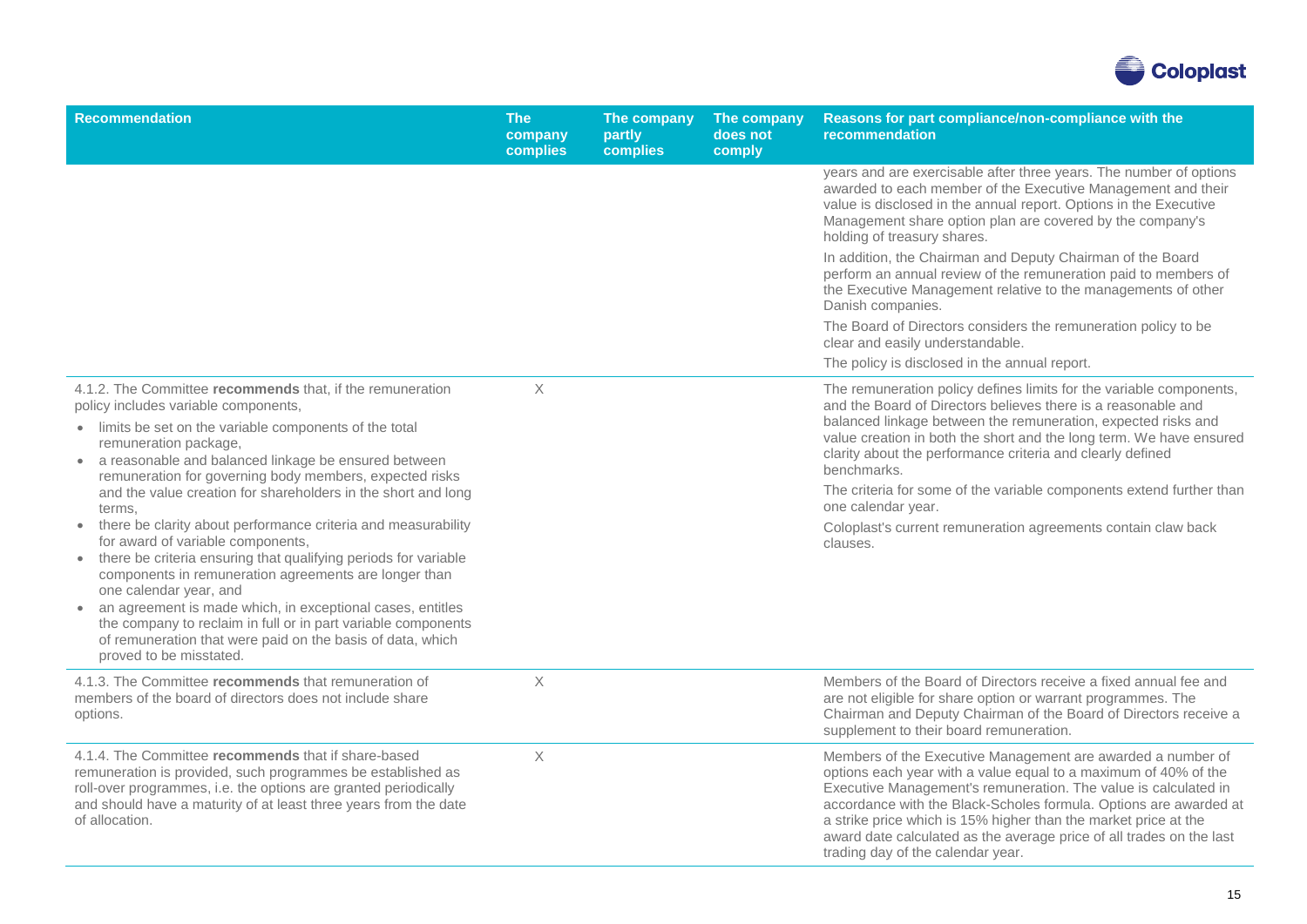| Recommendation | The company complies | The company partly complies | The company does not comply | Reasons for part compliance/non-compliance with the recommendation |
|---|---|---|---|---|
| | | | | years and are exercisable after three years. The number of options awarded to each member of the Executive Management and their value is disclosed in the annual report. Options in the Executive Management share option plan are covered by the company's holding of treasury shares.<br><br>In addition, the Chairman and Deputy Chairman of the Board perform an annual review of the remuneration paid to members of the Executive Management relative to the managements of other Danish companies.<br><br>The Board of Directors considers the remuneration policy to be clear and easily understandable.<br><br>The policy is disclosed in the annual report. |
| 4.1.2. The Committee **recommends** that, if the remuneration policy includes variable components,<br>• limits be set on the variable components of the total remuneration package,<br>• a reasonable and balanced linkage be ensured between remuneration for governing body members, expected risks and the value creation for shareholders in the short and long terms,<br>• there be clarity about performance criteria and measurability for award of variable components,<br>• there be criteria ensuring that qualifying periods for variable components in remuneration agreements are longer than one calendar year, and<br>• an agreement is made which, in exceptional cases, entitles the company to reclaim in full or in part variable components of remuneration that were paid on the basis of data, which proved to be misstated. | X | | | The remuneration policy defines limits for the variable components, and the Board of Directors believes there is a reasonable and balanced linkage between the remuneration, expected risks and value creation in both the short and the long term. We have ensured clarity about the performance criteria and clearly defined benchmarks.<br><br>The criteria for some of the variable components extend further than one calendar year.<br><br>Coloplast's current remuneration agreements contain claw back clauses. |
| 4.1.3. The Committee **recommends** that remuneration of members of the board of directors does not include share options. | X | | | Members of the Board of Directors receive a fixed annual fee and are not eligible for share option or warrant programmes. The Chairman and Deputy Chairman of the Board of Directors receive a supplement to their board remuneration. |
| 4.1.4. The Committee **recommends** that if share-based remuneration is provided, such programmes be established as roll-over programmes, i.e. the options are granted periodically and should have a maturity of at least three years from the date of allocation. | X | | | Members of the Executive Management are awarded a number of options each year with a value equal to a maximum of 40% of the Executive Management's remuneration. The value is calculated in accordance with the Black-Scholes formula. Options are awarded at a strike price which is 15% higher than the market price at the award date calculated as the average price of all trades on the last trading day of the calendar year. |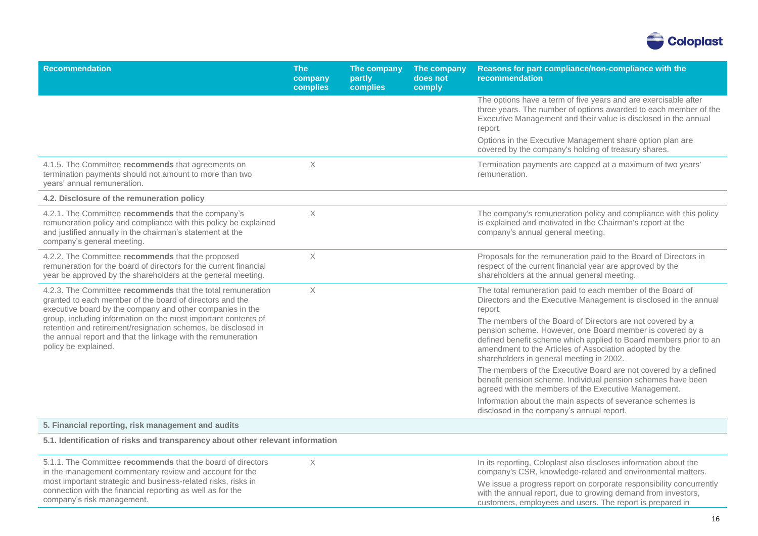| Recommendation | The company complies | The company partly complies | The company does not comply | Reasons for part compliance/non-compliance with the recommendation |
|---|---|---|---|---|
| | | | | The options have a term of five years and are exercisable after three years. The number of options awarded to each member of the Executive Management and their value is disclosed in the annual report.<br>Options in the Executive Management share option plan are covered by the company's holding of treasury shares. |
| 4.1.5. The Committee **recommends** that agreements on termination payments should not amount to more than two years' annual remuneration. | X | | | Termination payments are capped at a maximum of two years' remuneration. |
| **4.2. Disclosure of the remuneration policy** | | | | |
| 4.2.1. The Committee **recommends** that the company's remuneration policy and compliance with this policy be explained and justified annually in the chairman's statement at the company's general meeting. | X | | | The company's remuneration policy and compliance with this policy is explained and motivated in the Chairman's report at the company's annual general meeting. |
| 4.2.2. The Committee **recommends** that the proposed remuneration for the board of directors for the current financial year be approved by the shareholders at the general meeting. | X | | | Proposals for the remuneration paid to the Board of Directors in respect of the current financial year are approved by the shareholders at the annual general meeting. |
| 4.2.3. The Committee **recommends** that the total remuneration granted to each member of the board of directors and the executive board by the company and other companies in the group, including information on the most important contents of retention and retirement/resignation schemes, be disclosed in the annual report and that the linkage with the remuneration policy be explained. | X | | | The total remuneration paid to each member of the Board of Directors and the Executive Management is disclosed in the annual report.<br>The members of the Board of Directors are not covered by a pension scheme. However, one Board member is covered by a defined benefit scheme which applied to Board members prior to an amendment to the Articles of Association adopted by the shareholders in general meeting in 2002.<br>The members of the Executive Board are not covered by a defined benefit pension scheme. Individual pension schemes have been agreed with the members of the Executive Management.<br>Information about the main aspects of severance schemes is disclosed in the company's annual report. |
| **5. Financial reporting, risk management and audits** | | | | |
| **5.1. Identification of risks and transparency about other relevant information** | | | | |
| 5.1.1. The Committee **recommends** that the board of directors in the management commentary review and account for the most important strategic and business-related risks, risks in connection with the financial reporting as well as for the company's risk management. | X | | | In its reporting, Coloplast also discloses information about the company's CSR, knowledge-related and environmental matters.<br>We issue a progress report on corporate responsibility concurrently with the annual report, due to growing demand from investors, customers, employees and users. The report is prepared in |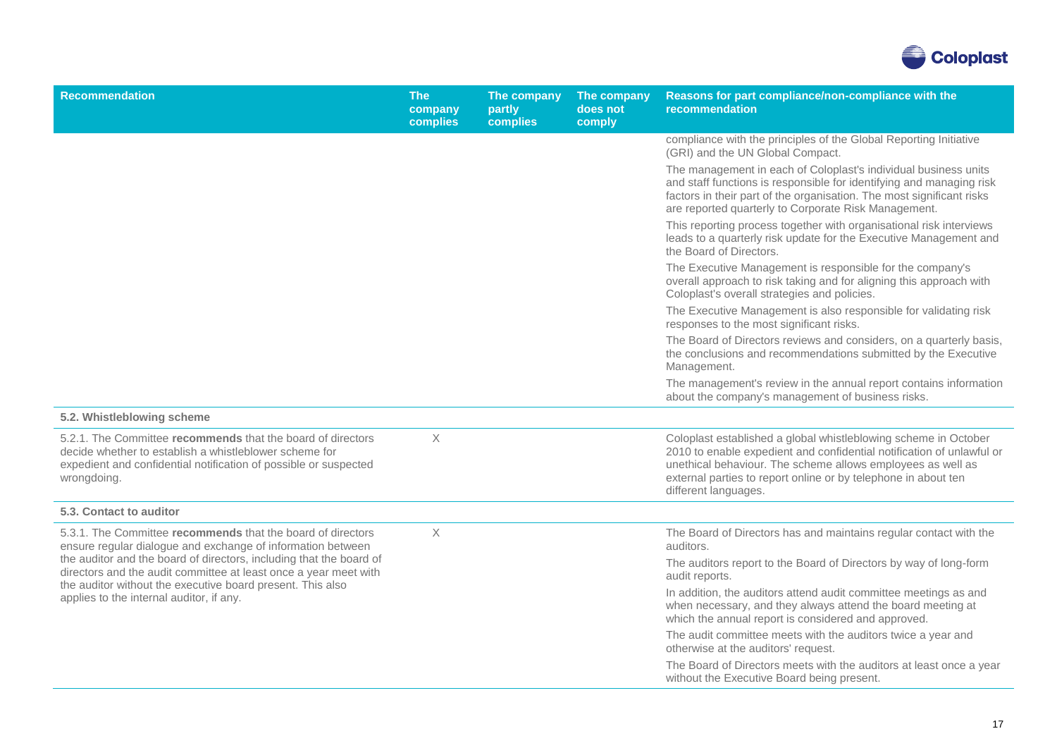| Recommendation | The company complies | The company partly complies | The company does not comply | Reasons for part compliance/non-compliance with the recommendation |
|---|---|---|---|---|
| | | | | compliance with the principles of the Global Reporting Initiative (GRI) and the UN Global Compact.<br><br>The management in each of Coloplast's individual business units and staff functions is responsible for identifying and managing risk factors in their part of the organisation. The most significant risks are reported quarterly to Corporate Risk Management.<br><br>This reporting process together with organisational risk interviews leads to a quarterly risk update for the Executive Management and the Board of Directors.<br><br>The Executive Management is responsible for the company's overall approach to risk taking and for aligning this approach with Coloplast's overall strategies and policies.<br><br>The Executive Management is also responsible for validating risk responses to the most significant risks.<br><br>The Board of Directors reviews and considers, on a quarterly basis, the conclusions and recommendations submitted by the Executive Management.<br><br>The management's review in the annual report contains information about the company's management of business risks. |
| **5.2. Whistleblowing scheme** | | | | |
| 5.2.1. The Committee **recommends** that the board of directors decide whether to establish a whistleblower scheme for expedient and confidential notification of possible or suspected wrongdoing. | X | | | Coloplast established a global whistleblowing scheme in October 2010 to enable expedient and confidential notification of unlawful or unethical behaviour. The scheme allows employees as well as external parties to report online or by telephone in about ten different languages. |
| **5.3. Contact to auditor** | | | | |
| 5.3.1. The Committee **recommends** that the board of directors ensure regular dialogue and exchange of information between the auditor and the board of directors, including that the board of directors and the audit committee at least once a year meet with the auditor without the executive board present. This also applies to the internal auditor, if any. | X | | | The Board of Directors has and maintains regular contact with the auditors.<br><br>The auditors report to the Board of Directors by way of long-form audit reports.<br><br>In addition, the auditors attend audit committee meetings as and when necessary, and they always attend the board meeting at which the annual report is considered and approved.<br><br>The audit committee meets with the auditors twice a year and otherwise at the auditors' request.<br><br>The Board of Directors meets with the auditors at least once a year without the Executive Board being present. |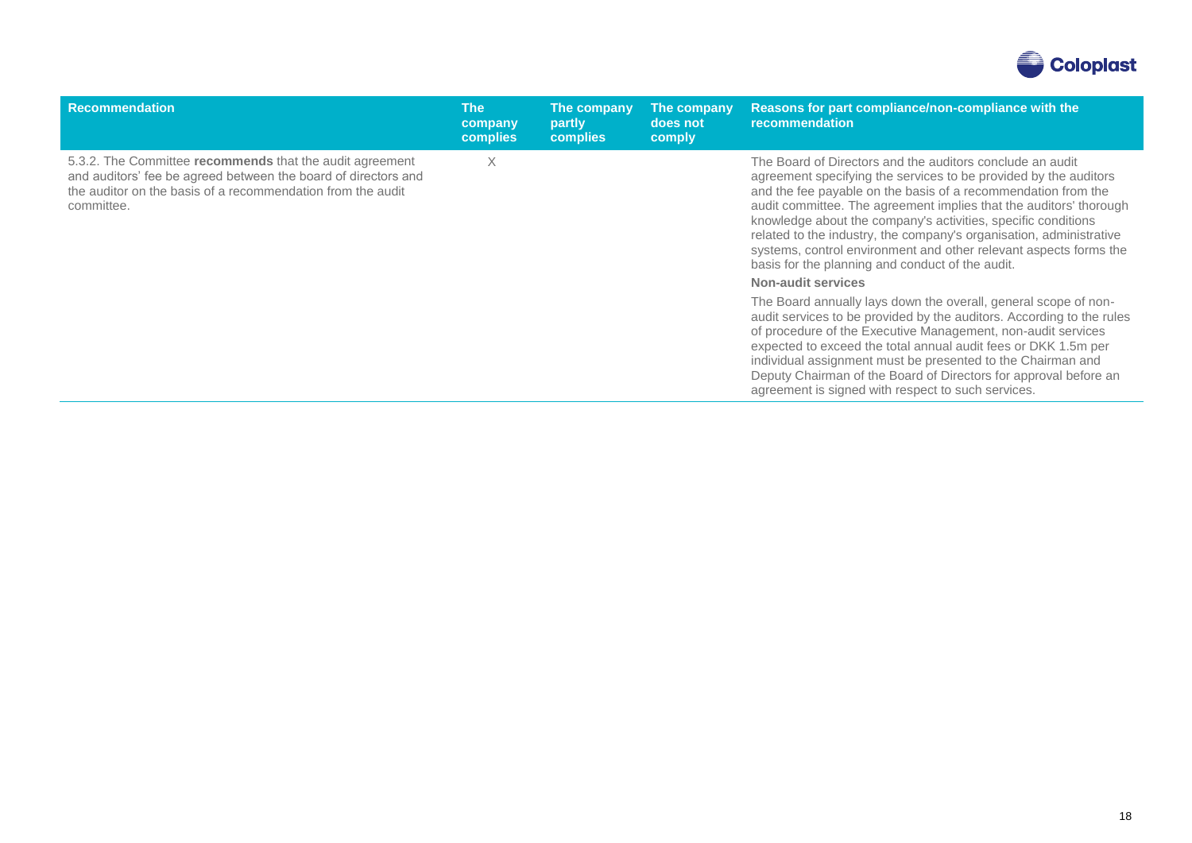| Recommendation | The company complies | The company partly complies | The company does not comply | Reasons for part compliance/non-compliance with the recommendation |
|---|---|---|---|---|
| 5.3.2. The Committee **recommends** that the audit agreement and auditors' fee be agreed between the board of directors and the auditor on the basis of a recommendation from the audit committee. | X | | | The Board of Directors and the auditors conclude an audit agreement specifying the services to be provided by the auditors and the fee payable on the basis of a recommendation from the audit committee. The agreement implies that the auditors' thorough knowledge about the company's activities, specific conditions related to the industry, the company's organisation, administrative systems, control environment and other relevant aspects forms the basis for the planning and conduct of the audit.<br><br>**Non-audit services**<br><br>The Board annually lays down the overall, general scope of non-audit services to be provided by the auditors. According to the rules of procedure of the Executive Management, non-audit services expected to exceed the total annual audit fees or DKK 1.5m per individual assignment must be presented to the Chairman and Deputy Chairman of the Board of Directors for approval before an agreement is signed with respect to such services. |